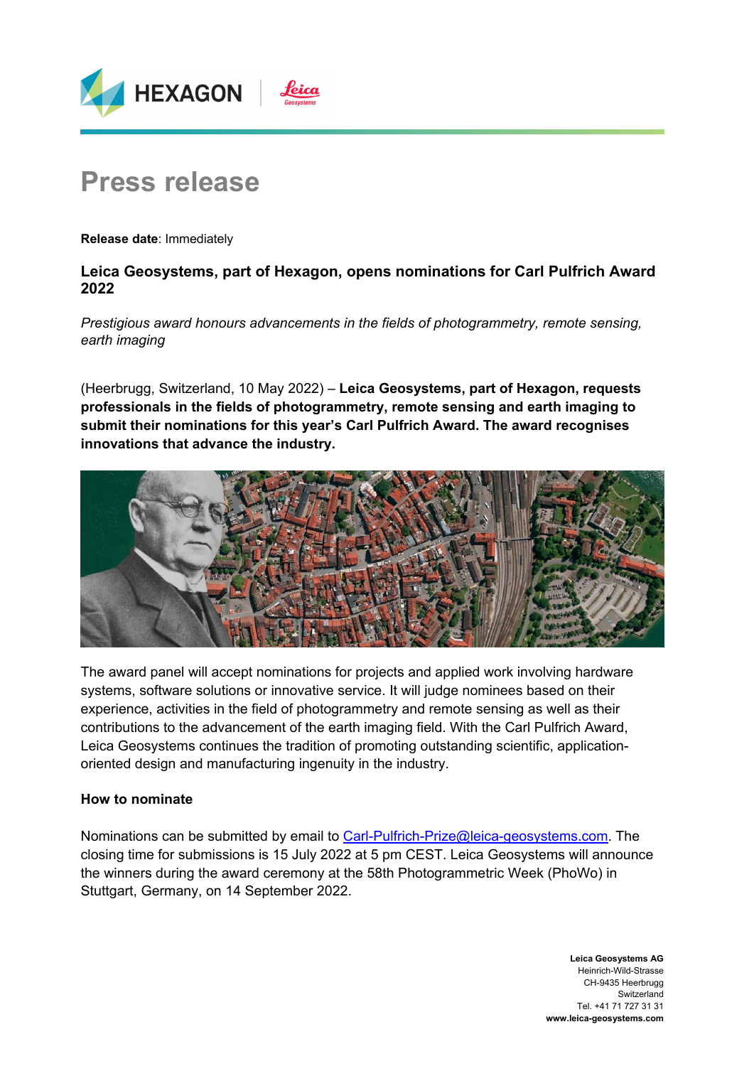# Press release

**Release date**: Immediately

### Leica Geosystems, part of Hexagon, opens nominations for Carl Pulfrich Award 2022

*Prestigious award honours advancements in the fields of photogrammetry, remote sensing, earth imaging*

(Heerbrugg, Switzerland, 10 May 2022) – **Leica Geosystems, part of Hexagon, requests professionals in the fields of photogrammetry, remote sensing and earth imaging to submit their nominations for this year's Carl Pulfrich Award. The award recognises innovations that advance the industry.**

The award panel will accept nominations for projects and applied work involving hardware systems, software solutions or innovative service. It will judge nominees based on their experience, activities in the field of photogrammetry and remote sensing as well as their contributions to the advancement of the earth imaging field. With the Carl Pulfrich Award, Leica Geosystems continues the tradition of promoting outstanding scientific, application-oriented design and manufacturing ingenuity in the industry.

**How to nominate**

Nominations can be submitted by email to Carl-Pulfrich-Prize@leica-geosystems.com. The closing time for submissions is 15 July 2022 at 5 pm CEST. Leica Geosystems will announce the winners during the award ceremony at the 58th Photogrammetric Week (PhoWo) in Stuttgart, Germany, on 14 September 2022.

**Leica Geosystems AG**
Heinrich-Wild-Strasse
CH-9435 Heerbrugg
Switzerland
Tel. +41 71 727 31 31
**www.leica-geosystems.com**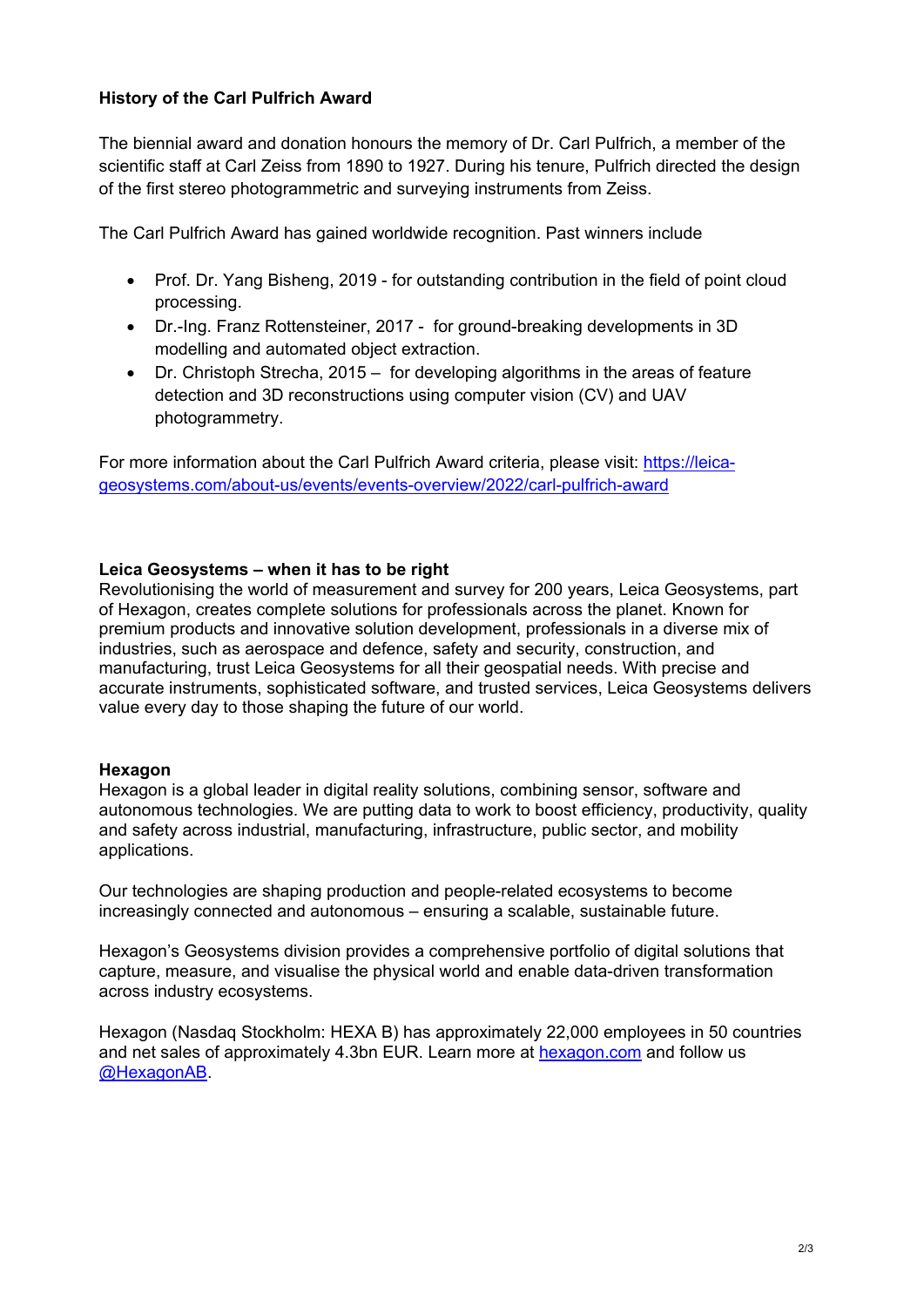**History of the Carl Pulfrich Award**

The biennial award and donation honours the memory of Dr. Carl Pulfrich, a member of the scientific staff at Carl Zeiss from 1890 to 1927. During his tenure, Pulfrich directed the design of the first stereo photogrammetric and surveying instruments from Zeiss.

The Carl Pulfrich Award has gained worldwide recognition. Past winners include

- Prof. Dr. Yang Bisheng, 2019 - for outstanding contribution in the field of point cloud processing.
- Dr.-Ing. Franz Rottensteiner, 2017 - for ground-breaking developments in 3D modelling and automated object extraction.
- Dr. Christoph Strecha, 2015 – for developing algorithms in the areas of feature detection and 3D reconstructions using computer vision (CV) and UAV photogrammetry.

For more information about the Carl Pulfrich Award criteria, please visit: [https://leica-geosystems.com/about-us/events/events-overview/2022/carl-pulfrich-award](https://leica-geosystems.com/about-us/events/events-overview/2022/carl-pulfrich-award)

**Leica Geosystems – when it has to be right**

Revolutionising the world of measurement and survey for 200 years, Leica Geosystems, part of Hexagon, creates complete solutions for professionals across the planet. Known for premium products and innovative solution development, professionals in a diverse mix of industries, such as aerospace and defence, safety and security, construction, and manufacturing, trust Leica Geosystems for all their geospatial needs. With precise and accurate instruments, sophisticated software, and trusted services, Leica Geosystems delivers value every day to those shaping the future of our world.

**Hexagon**

Hexagon is a global leader in digital reality solutions, combining sensor, software and autonomous technologies. We are putting data to work to boost efficiency, productivity, quality and safety across industrial, manufacturing, infrastructure, public sector, and mobility applications.

Our technologies are shaping production and people-related ecosystems to become increasingly connected and autonomous – ensuring a scalable, sustainable future.

Hexagon's Geosystems division provides a comprehensive portfolio of digital solutions that capture, measure, and visualise the physical world and enable data-driven transformation across industry ecosystems.

Hexagon (Nasdaq Stockholm: HEXA B) has approximately 22,000 employees in 50 countries and net sales of approximately 4.3bn EUR. Learn more at [hexagon.com](https://hexagon.com) and follow us [@HexagonAB](https://twitter.com/HexagonAB).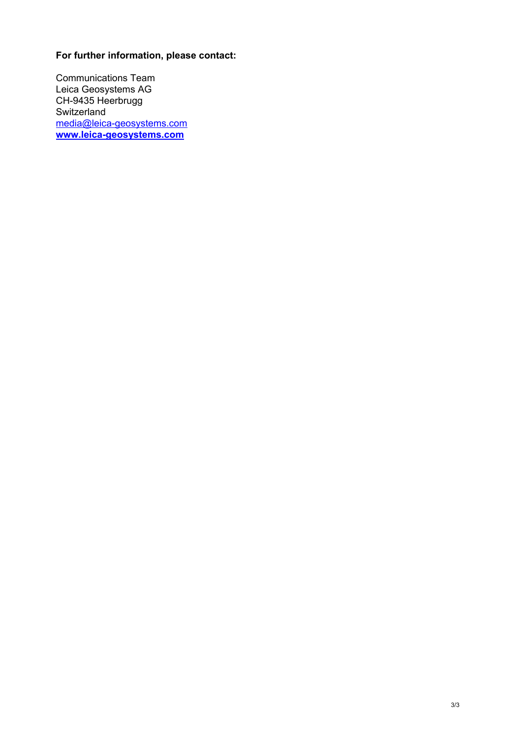**For further information, please contact:**

Communications Team  
Leica Geosystems AG  
CH-9435 Heerbrugg  
Switzerland  
media@leica-geosystems.com  
**www.leica-geosystems.com**